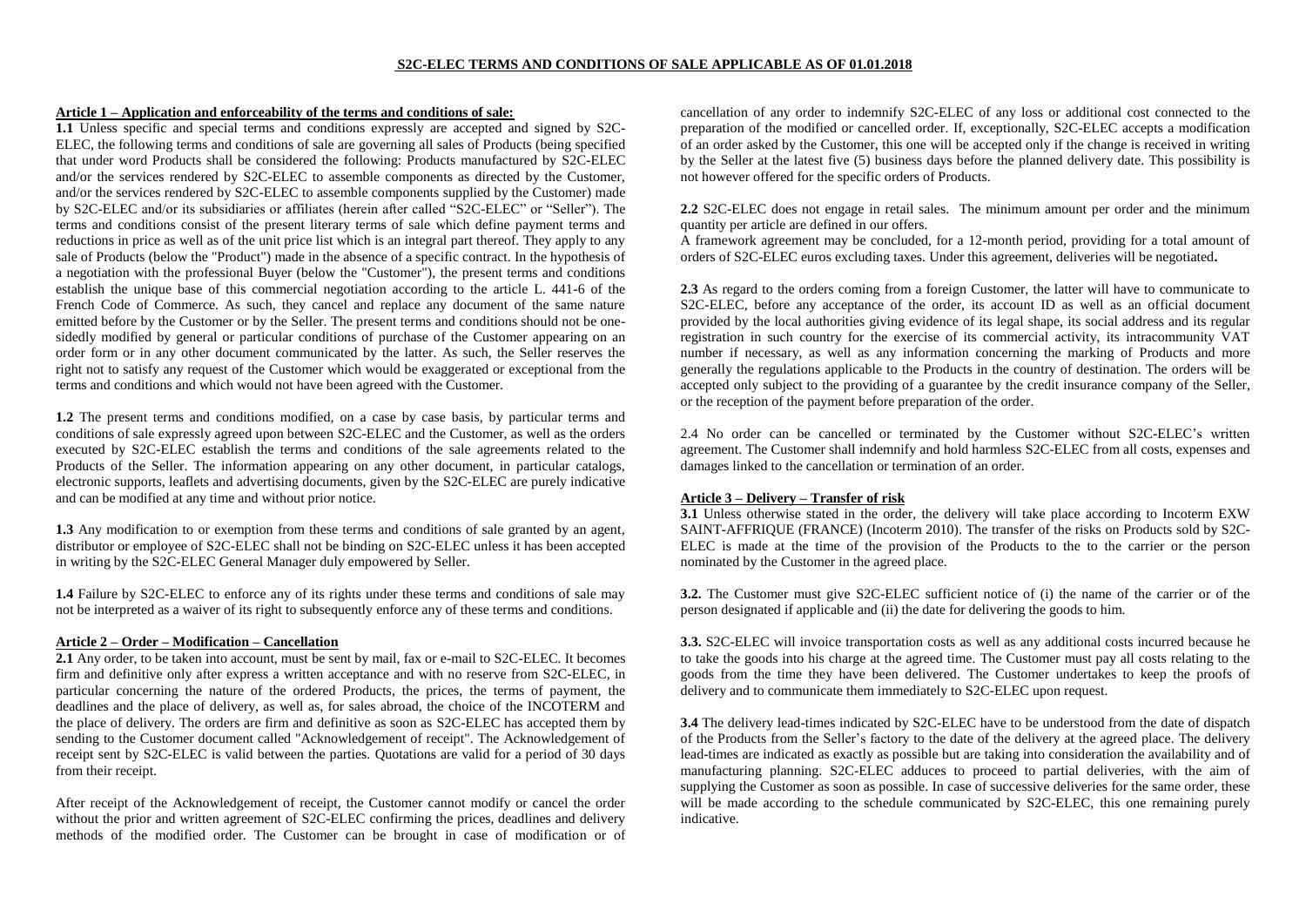# S2C-ELEC TERMS AND CONDITIONS OF SALE APPLICABLE AS OF 01.01.2018

## Article 1 – Application and enforceability of the terms and conditions of sale:

**1.1** Unless specific and special terms and conditions expressly are accepted and signed by S2C-ELEC, the following terms and conditions of sale are governing all sales of Products (being specified that under word Products shall be considered the following: Products manufactured by S2C-ELEC and/or the services rendered by S2C-ELEC to assemble components as directed by the Customer, and/or the services rendered by S2C-ELEC to assemble components supplied by the Customer) made by S2C-ELEC and/or its subsidiaries or affiliates (herein after called "S2C-ELEC" or "Seller"). The terms and conditions consist of the present literary terms of sale which define payment terms and reductions in price as well as of the unit price list which is an integral part thereof. They apply to any sale of Products (below the "Product") made in the absence of a specific contract. In the hypothesis of a negotiation with the professional Buyer (below the "Customer"), the present terms and conditions establish the unique base of this commercial negotiation according to the article L. 441-6 of the French Code of Commerce. As such, they cancel and replace any document of the same nature emitted before by the Customer or by the Seller. The present terms and conditions should not be one-sidedly modified by general or particular conditions of purchase of the Customer appearing on an order form or in any other document communicated by the latter. As such, the Seller reserves the right not to satisfy any request of the Customer which would be exaggerated or exceptional from the terms and conditions and which would not have been agreed with the Customer.

**1.2** The present terms and conditions modified, on a case by case basis, by particular terms and conditions of sale expressly agreed upon between S2C-ELEC and the Customer, as well as the orders executed by S2C-ELEC establish the terms and conditions of the sale agreements related to the Products of the Seller. The information appearing on any other document, in particular catalogs, electronic supports, leaflets and advertising documents, given by the S2C-ELEC are purely indicative and can be modified at any time and without prior notice.

**1.3** Any modification to or exemption from these terms and conditions of sale granted by an agent, distributor or employee of S2C-ELEC shall not be binding on S2C-ELEC unless it has been accepted in writing by the S2C-ELEC General Manager duly empowered by Seller.

**1.4** Failure by S2C-ELEC to enforce any of its rights under these terms and conditions of sale may not be interpreted as a waiver of its right to subsequently enforce any of these terms and conditions.

## Article 2 – Order – Modification – Cancellation

**2.1** Any order, to be taken into account, must be sent by mail, fax or e-mail to S2C-ELEC. It becomes firm and definitive only after express a written acceptance and with no reserve from S2C-ELEC, in particular concerning the nature of the ordered Products, the prices, the terms of payment, the deadlines and the place of delivery, as well as, for sales abroad, the choice of the INCOTERM and the place of delivery. The orders are firm and definitive as soon as S2C-ELEC has accepted them by sending to the Customer document called "Acknowledgement of receipt". The Acknowledgement of receipt sent by S2C-ELEC is valid between the parties. Quotations are valid for a period of 30 days from their receipt.

After receipt of the Acknowledgement of receipt, the Customer cannot modify or cancel the order without the prior and written agreement of S2C-ELEC confirming the prices, deadlines and delivery methods of the modified order. The Customer can be brought in case of modification or of cancellation of any order to indemnify S2C-ELEC of any loss or additional cost connected to the preparation of the modified or cancelled order. If, exceptionally, S2C-ELEC accepts a modification of an order asked by the Customer, this one will be accepted only if the change is received in writing by the Seller at the latest five (5) business days before the planned delivery date. This possibility is not however offered for the specific orders of Products.

**2.2** S2C-ELEC does not engage in retail sales. The minimum amount per order and the minimum quantity per article are defined in our offers.

A framework agreement may be concluded, for a 12-month period, providing for a total amount of orders of S2C-ELEC euros excluding taxes. Under this agreement, deliveries will be negotiated**.**

**2.3** As regard to the orders coming from a foreign Customer, the latter will have to communicate to S2C-ELEC, before any acceptance of the order, its account ID as well as an official document provided by the local authorities giving evidence of its legal shape, its social address and its regular registration in such country for the exercise of its commercial activity, its intracommunity VAT number if necessary, as well as any information concerning the marking of Products and more generally the regulations applicable to the Products in the country of destination. The orders will be accepted only subject to the providing of a guarantee by the credit insurance company of the Seller, or the reception of the payment before preparation of the order.

2.4 No order can be cancelled or terminated by the Customer without S2C-ELEC's written agreement. The Customer shall indemnify and hold harmless S2C-ELEC from all costs, expenses and damages linked to the cancellation or termination of an order.

## Article 3 – Delivery – Transfer of risk

**3.1** Unless otherwise stated in the order, the delivery will take place according to Incoterm EXW SAINT-AFFRIQUE (FRANCE) (Incoterm 2010). The transfer of the risks on Products sold by S2C-ELEC is made at the time of the provision of the Products to the to the carrier or the person nominated by the Customer in the agreed place.

**3.2.** The Customer must give S2C-ELEC sufficient notice of (i) the name of the carrier or of the person designated if applicable and (ii) the date for delivering the goods to him.

**3.3.** S2C-ELEC will invoice transportation costs as well as any additional costs incurred because he to take the goods into his charge at the agreed time. The Customer must pay all costs relating to the goods from the time they have been delivered. The Customer undertakes to keep the proofs of delivery and to communicate them immediately to S2C-ELEC upon request.

**3.4** The delivery lead-times indicated by S2C-ELEC have to be understood from the date of dispatch of the Products from the Seller's factory to the date of the delivery at the agreed place. The delivery lead-times are indicated as exactly as possible but are taking into consideration the availability and of manufacturing planning. S2C-ELEC adduces to proceed to partial deliveries, with the aim of supplying the Customer as soon as possible. In case of successive deliveries for the same order, these will be made according to the schedule communicated by S2C-ELEC, this one remaining purely indicative.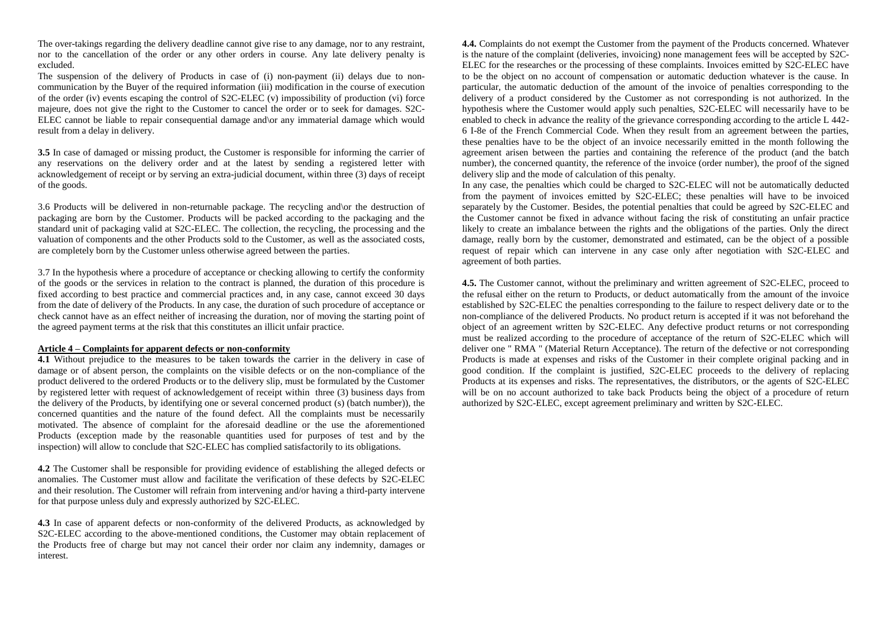The over-takings regarding the delivery deadline cannot give rise to any damage, nor to any restraint, nor to the cancellation of the order or any other orders in course. Any late delivery penalty is excluded.

The suspension of the delivery of Products in case of (i) non-payment (ii) delays due to non-communication by the Buyer of the required information (iii) modification in the course of execution of the order (iv) events escaping the control of S2C-ELEC (v) impossibility of production (vi) force majeure, does not give the right to the Customer to cancel the order or to seek for damages. S2C-ELEC cannot be liable to repair consequential damage and\or any immaterial damage which would result from a delay in delivery.

**3.5** In case of damaged or missing product, the Customer is responsible for informing the carrier of any reservations on the delivery order and at the latest by sending a registered letter with acknowledgement of receipt or by serving an extra-judicial document, within three (3) days of receipt of the goods.

3.6 Products will be delivered in non-returnable package. The recycling and\or the destruction of packaging are born by the Customer. Products will be packed according to the packaging and the standard unit of packaging valid at S2C-ELEC. The collection, the recycling, the processing and the valuation of components and the other Products sold to the Customer, as well as the associated costs, are completely born by the Customer unless otherwise agreed between the parties.

3.7 In the hypothesis where a procedure of acceptance or checking allowing to certify the conformity of the goods or the services in relation to the contract is planned, the duration of this procedure is fixed according to best practice and commercial practices and, in any case, cannot exceed 30 days from the date of delivery of the Products. In any case, the duration of such procedure of acceptance or check cannot have as an effect neither of increasing the duration, nor of moving the starting point of the agreed payment terms at the risk that this constitutes an illicit unfair practice.

## Article 4 – Complaints for apparent defects or non-conformity

**4.1** Without prejudice to the measures to be taken towards the carrier in the delivery in case of damage or of absent person, the complaints on the visible defects or on the non-compliance of the product delivered to the ordered Products or to the delivery slip, must be formulated by the Customer by registered letter with request of acknowledgement of receipt within three (3) business days from the delivery of the Products, by identifying one or several concerned product (s) (batch number)), the concerned quantities and the nature of the found defect. All the complaints must be necessarily motivated. The absence of complaint for the aforesaid deadline or the use the aforementioned Products (exception made by the reasonable quantities used for purposes of test and by the inspection) will allow to conclude that S2C-ELEC has complied satisfactorily to its obligations.

**4.2** The Customer shall be responsible for providing evidence of establishing the alleged defects or anomalies. The Customer must allow and facilitate the verification of these defects by S2C-ELEC and their resolution. The Customer will refrain from intervening and/or having a third-party intervene for that purpose unless duly and expressly authorized by S2C-ELEC.

**4.3** In case of apparent defects or non-conformity of the delivered Products, as acknowledged by S2C-ELEC according to the above-mentioned conditions, the Customer may obtain replacement of the Products free of charge but may not cancel their order nor claim any indemnity, damages or interest.

**4.4.** Complaints do not exempt the Customer from the payment of the Products concerned. Whatever is the nature of the complaint (deliveries, invoicing) none management fees will be accepted by S2C-ELEC for the researches or the processing of these complaints. Invoices emitted by S2C-ELEC have to be the object on no account of compensation or automatic deduction whatever is the cause. In particular, the automatic deduction of the amount of the invoice of penalties corresponding to the delivery of a product considered by the Customer as not corresponding is not authorized. In the hypothesis where the Customer would apply such penalties, S2C-ELEC will necessarily have to be enabled to check in advance the reality of the grievance corresponding according to the article L 442-6 I-8e of the French Commercial Code. When they result from an agreement between the parties, these penalties have to be the object of an invoice necessarily emitted in the month following the agreement arisen between the parties and containing the reference of the product (and the batch number), the concerned quantity, the reference of the invoice (order number), the proof of the signed delivery slip and the mode of calculation of this penalty.

In any case, the penalties which could be charged to S2C-ELEC will not be automatically deducted from the payment of invoices emitted by S2C-ELEC; these penalties will have to be invoiced separately by the Customer. Besides, the potential penalties that could be agreed by S2C-ELEC and the Customer cannot be fixed in advance without facing the risk of constituting an unfair practice likely to create an imbalance between the rights and the obligations of the parties. Only the direct damage, really born by the customer, demonstrated and estimated, can be the object of a possible request of repair which can intervene in any case only after negotiation with S2C-ELEC and agreement of both parties.

**4.5.** The Customer cannot, without the preliminary and written agreement of S2C-ELEC, proceed to the refusal either on the return to Products, or deduct automatically from the amount of the invoice established by S2C-ELEC the penalties corresponding to the failure to respect delivery date or to the non-compliance of the delivered Products. No product return is accepted if it was not beforehand the object of an agreement written by S2C-ELEC. Any defective product returns or not corresponding must be realized according to the procedure of acceptance of the return of S2C-ELEC which will deliver one " RMA " (Material Return Acceptance). The return of the defective or not corresponding Products is made at expenses and risks of the Customer in their complete original packing and in good condition. If the complaint is justified, S2C-ELEC proceeds to the delivery of replacing Products at its expenses and risks. The representatives, the distributors, or the agents of S2C-ELEC will be on no account authorized to take back Products being the object of a procedure of return authorized by S2C-ELEC, except agreement preliminary and written by S2C-ELEC.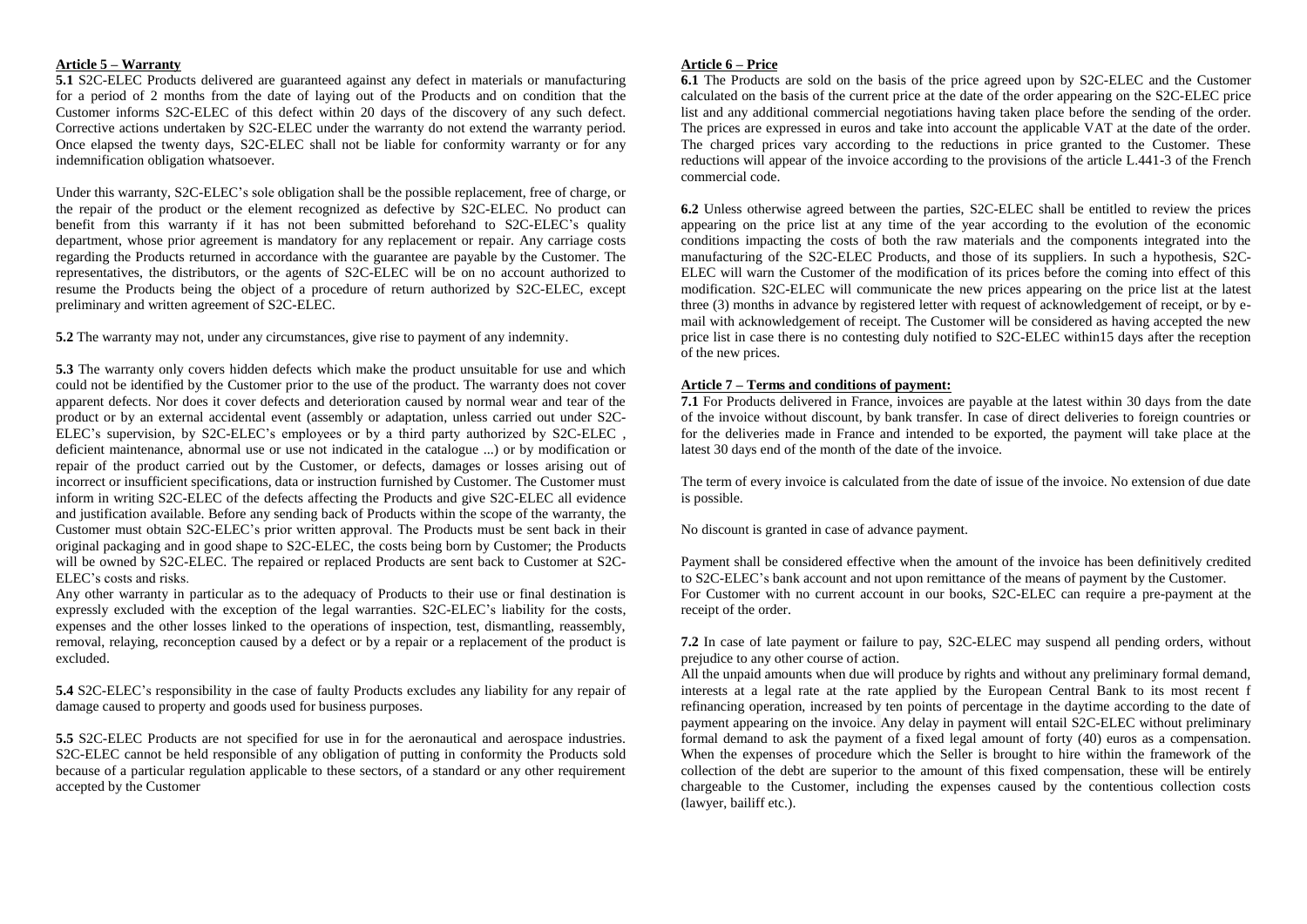## Article 5 – Warranty

**5.1** S2C-ELEC Products delivered are guaranteed against any defect in materials or manufacturing for a period of 2 months from the date of laying out of the Products and on condition that the Customer informs S2C-ELEC of this defect within 20 days of the discovery of any such defect. Corrective actions undertaken by S2C-ELEC under the warranty do not extend the warranty period. Once elapsed the twenty days, S2C-ELEC shall not be liable for conformity warranty or for any indemnification obligation whatsoever.

Under this warranty, S2C-ELEC's sole obligation shall be the possible replacement, free of charge, or the repair of the product or the element recognized as defective by S2C-ELEC. No product can benefit from this warranty if it has not been submitted beforehand to S2C-ELEC's quality department, whose prior agreement is mandatory for any replacement or repair. Any carriage costs regarding the Products returned in accordance with the guarantee are payable by the Customer. The representatives, the distributors, or the agents of S2C-ELEC will be on no account authorized to resume the Products being the object of a procedure of return authorized by S2C-ELEC, except preliminary and written agreement of S2C-ELEC.

**5.2** The warranty may not, under any circumstances, give rise to payment of any indemnity.

**5.3** The warranty only covers hidden defects which make the product unsuitable for use and which could not be identified by the Customer prior to the use of the product. The warranty does not cover apparent defects. Nor does it cover defects and deterioration caused by normal wear and tear of the product or by an external accidental event (assembly or adaptation, unless carried out under S2C-ELEC's supervision, by S2C-ELEC's employees or by a third party authorized by S2C-ELEC , deficient maintenance, abnormal use or use not indicated in the catalogue ...) or by modification or repair of the product carried out by the Customer, or defects, damages or losses arising out of incorrect or insufficient specifications, data or instruction furnished by Customer. The Customer must inform in writing S2C-ELEC of the defects affecting the Products and give S2C-ELEC all evidence and justification available. Before any sending back of Products within the scope of the warranty, the Customer must obtain S2C-ELEC's prior written approval. The Products must be sent back in their original packaging and in good shape to S2C-ELEC, the costs being born by Customer; the Products will be owned by S2C-ELEC. The repaired or replaced Products are sent back to Customer at S2C-ELEC's costs and risks.

Any other warranty in particular as to the adequacy of Products to their use or final destination is expressly excluded with the exception of the legal warranties. S2C-ELEC's liability for the costs, expenses and the other losses linked to the operations of inspection, test, dismantling, reassembly, removal, relaying, reconception caused by a defect or by a repair or a replacement of the product is excluded.

**5.4** S2C-ELEC's responsibility in the case of faulty Products excludes any liability for any repair of damage caused to property and goods used for business purposes.

**5.5** S2C-ELEC Products are not specified for use in for the aeronautical and aerospace industries. S2C-ELEC cannot be held responsible of any obligation of putting in conformity the Products sold because of a particular regulation applicable to these sectors, of a standard or any other requirement accepted by the Customer

## Article 6 – Price

**6.1** The Products are sold on the basis of the price agreed upon by S2C-ELEC and the Customer calculated on the basis of the current price at the date of the order appearing on the S2C-ELEC price list and any additional commercial negotiations having taken place before the sending of the order. The prices are expressed in euros and take into account the applicable VAT at the date of the order. The charged prices vary according to the reductions in price granted to the Customer. These reductions will appear of the invoice according to the provisions of the article L.441-3 of the French commercial code.

**6.2** Unless otherwise agreed between the parties, S2C-ELEC shall be entitled to review the prices appearing on the price list at any time of the year according to the evolution of the economic conditions impacting the costs of both the raw materials and the components integrated into the manufacturing of the S2C-ELEC Products, and those of its suppliers. In such a hypothesis, S2C-ELEC will warn the Customer of the modification of its prices before the coming into effect of this modification. S2C-ELEC will communicate the new prices appearing on the price list at the latest three (3) months in advance by registered letter with request of acknowledgement of receipt, or by e-mail with acknowledgement of receipt. The Customer will be considered as having accepted the new price list in case there is no contesting duly notified to S2C-ELEC within15 days after the reception of the new prices.

## Article 7 – Terms and conditions of payment:

**7.1** For Products delivered in France, invoices are payable at the latest within 30 days from the date of the invoice without discount, by bank transfer. In case of direct deliveries to foreign countries or for the deliveries made in France and intended to be exported, the payment will take place at the latest 30 days end of the month of the date of the invoice.

The term of every invoice is calculated from the date of issue of the invoice. No extension of due date is possible.

No discount is granted in case of advance payment.

Payment shall be considered effective when the amount of the invoice has been definitively credited to S2C-ELEC's bank account and not upon remittance of the means of payment by the Customer.
For Customer with no current account in our books, S2C-ELEC can require a pre-payment at the receipt of the order.

**7.2** In case of late payment or failure to pay, S2C-ELEC may suspend all pending orders, without prejudice to any other course of action.

All the unpaid amounts when due will produce by rights and without any preliminary formal demand, interests at a legal rate at the rate applied by the European Central Bank to its most recent f refinancing operation, increased by ten points of percentage in the daytime according to the date of payment appearing on the invoice. Any delay in payment will entail S2C-ELEC without preliminary formal demand to ask the payment of a fixed legal amount of forty (40) euros as a compensation. When the expenses of procedure which the Seller is brought to hire within the framework of the collection of the debt are superior to the amount of this fixed compensation, these will be entirely chargeable to the Customer, including the expenses caused by the contentious collection costs (lawyer, bailiff etc.).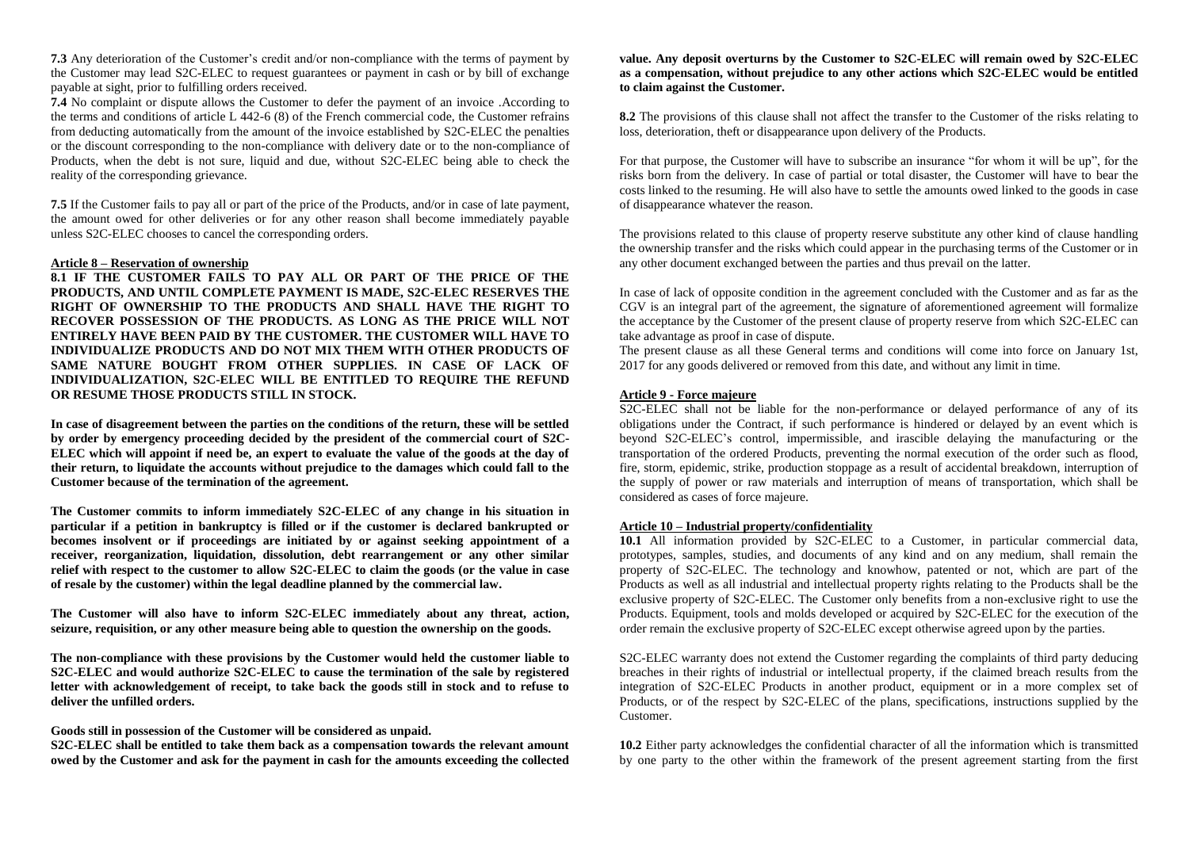**7.3** Any deterioration of the Customer's credit and/or non-compliance with the terms of payment by the Customer may lead S2C-ELEC to request guarantees or payment in cash or by bill of exchange payable at sight, prior to fulfilling orders received.

**7.4** No complaint or dispute allows the Customer to defer the payment of an invoice .According to the terms and conditions of article L 442-6 (8) of the French commercial code, the Customer refrains from deducting automatically from the amount of the invoice established by S2C-ELEC the penalties or the discount corresponding to the non-compliance with delivery date or to the non-compliance of Products, when the debt is not sure, liquid and due, without S2C-ELEC being able to check the reality of the corresponding grievance.

**7.5** If the Customer fails to pay all or part of the price of the Products, and/or in case of late payment, the amount owed for other deliveries or for any other reason shall become immediately payable unless S2C-ELEC chooses to cancel the corresponding orders.

## Article 8 – Reservation of ownership

**8.1 IF THE CUSTOMER FAILS TO PAY ALL OR PART OF THE PRICE OF THE PRODUCTS, AND UNTIL COMPLETE PAYMENT IS MADE, S2C-ELEC RESERVES THE RIGHT OF OWNERSHIP TO THE PRODUCTS AND SHALL HAVE THE RIGHT TO RECOVER POSSESSION OF THE PRODUCTS. AS LONG AS THE PRICE WILL NOT ENTIRELY HAVE BEEN PAID BY THE CUSTOMER. THE CUSTOMER WILL HAVE TO INDIVIDUALIZE PRODUCTS AND DO NOT MIX THEM WITH OTHER PRODUCTS OF SAME NATURE BOUGHT FROM OTHER SUPPLIES. IN CASE OF LACK OF INDIVIDUALIZATION, S2C-ELEC WILL BE ENTITLED TO REQUIRE THE REFUND OR RESUME THOSE PRODUCTS STILL IN STOCK.**

**In case of disagreement between the parties on the conditions of the return, these will be settled by order by emergency proceeding decided by the president of the commercial court of S2C-ELEC which will appoint if need be, an expert to evaluate the value of the goods at the day of their return, to liquidate the accounts without prejudice to the damages which could fall to the Customer because of the termination of the agreement.**

**The Customer commits to inform immediately S2C-ELEC of any change in his situation in particular if a petition in bankruptcy is filled or if the customer is declared bankrupted or becomes insolvent or if proceedings are initiated by or against seeking appointment of a receiver, reorganization, liquidation, dissolution, debt rearrangement or any other similar relief with respect to the customer to allow S2C-ELEC to claim the goods (or the value in case of resale by the customer) within the legal deadline planned by the commercial law.**

**The Customer will also have to inform S2C-ELEC immediately about any threat, action, seizure, requisition, or any other measure being able to question the ownership on the goods.**

**The non-compliance with these provisions by the Customer would held the customer liable to S2C-ELEC and would authorize S2C-ELEC to cause the termination of the sale by registered letter with acknowledgement of receipt, to take back the goods still in stock and to refuse to deliver the unfilled orders.**

**Goods still in possession of the Customer will be considered as unpaid.**
**S2C-ELEC shall be entitled to take them back as a compensation towards the relevant amount owed by the Customer and ask for the payment in cash for the amounts exceeding the collected value. Any deposit overturns by the Customer to S2C-ELEC will remain owed by S2C-ELEC as a compensation, without prejudice to any other actions which S2C-ELEC would be entitled to claim against the Customer.**

**8.2** The provisions of this clause shall not affect the transfer to the Customer of the risks relating to loss, deterioration, theft or disappearance upon delivery of the Products.

For that purpose, the Customer will have to subscribe an insurance "for whom it will be up", for the risks born from the delivery. In case of partial or total disaster, the Customer will have to bear the costs linked to the resuming. He will also have to settle the amounts owed linked to the goods in case of disappearance whatever the reason.

The provisions related to this clause of property reserve substitute any other kind of clause handling the ownership transfer and the risks which could appear in the purchasing terms of the Customer or in any other document exchanged between the parties and thus prevail on the latter.

In case of lack of opposite condition in the agreement concluded with the Customer and as far as the CGV is an integral part of the agreement, the signature of aforementioned agreement will formalize the acceptance by the Customer of the present clause of property reserve from which S2C-ELEC can take advantage as proof in case of dispute.
The present clause as all these General terms and conditions will come into force on January 1st, 2017 for any goods delivered or removed from this date, and without any limit in time.

## Article 9 - Force majeure

S2C-ELEC shall not be liable for the non-performance or delayed performance of any of its obligations under the Contract, if such performance is hindered or delayed by an event which is beyond S2C-ELEC's control, impermissible, and irascible delaying the manufacturing or the transportation of the ordered Products, preventing the normal execution of the order such as flood, fire, storm, epidemic, strike, production stoppage as a result of accidental breakdown, interruption of the supply of power or raw materials and interruption of means of transportation, which shall be considered as cases of force majeure.

## Article 10 – Industrial property/confidentiality

**10.1** All information provided by S2C-ELEC to a Customer, in particular commercial data, prototypes, samples, studies, and documents of any kind and on any medium, shall remain the property of S2C-ELEC. The technology and knowhow, patented or not, which are part of the Products as well as all industrial and intellectual property rights relating to the Products shall be the exclusive property of S2C-ELEC. The Customer only benefits from a non-exclusive right to use the Products. Equipment, tools and molds developed or acquired by S2C-ELEC for the execution of the order remain the exclusive property of S2C-ELEC except otherwise agreed upon by the parties.

S2C-ELEC warranty does not extend the Customer regarding the complaints of third party deducing breaches in their rights of industrial or intellectual property, if the claimed breach results from the integration of S2C-ELEC Products in another product, equipment or in a more complex set of Products, or of the respect by S2C-ELEC of the plans, specifications, instructions supplied by the Customer.

**10.2** Either party acknowledges the confidential character of all the information which is transmitted by one party to the other within the framework of the present agreement starting from the first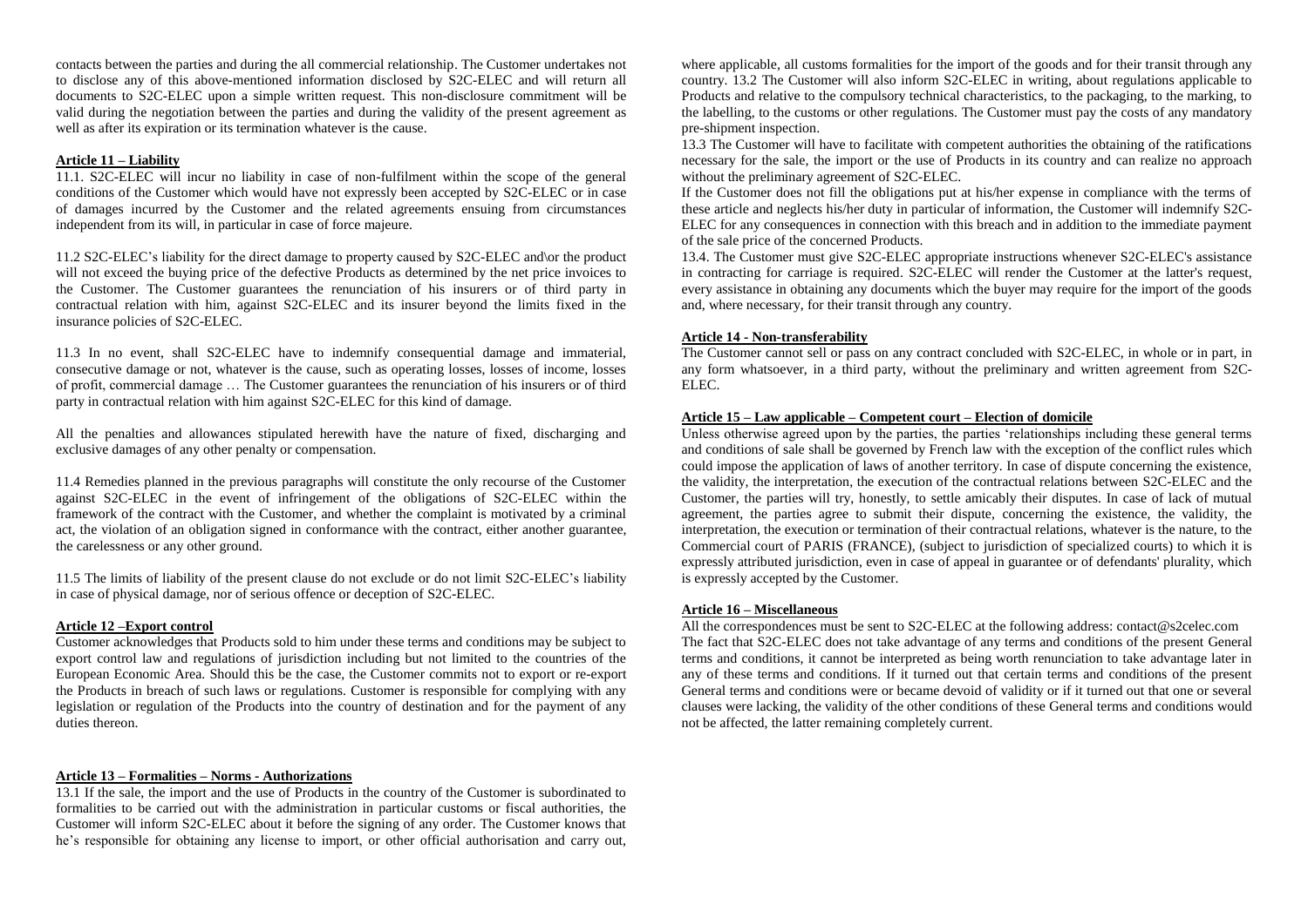contacts between the parties and during the all commercial relationship. The Customer undertakes not to disclose any of this above-mentioned information disclosed by S2C-ELEC and will return all documents to S2C-ELEC upon a simple written request. This non-disclosure commitment will be valid during the negotiation between the parties and during the validity of the present agreement as well as after its expiration or its termination whatever is the cause.

**Article 11 – Liability**

11.1. S2C-ELEC will incur no liability in case of non-fulfilment within the scope of the general conditions of the Customer which would have not expressly been accepted by S2C-ELEC or in case of damages incurred by the Customer and the related agreements ensuing from circumstances independent from its will, in particular in case of force majeure.

11.2 S2C-ELEC's liability for the direct damage to property caused by S2C-ELEC and\or the product will not exceed the buying price of the defective Products as determined by the net price invoices to the Customer. The Customer guarantees the renunciation of his insurers or of third party in contractual relation with him, against S2C-ELEC and its insurer beyond the limits fixed in the insurance policies of S2C-ELEC.

11.3 In no event, shall S2C-ELEC have to indemnify consequential damage and immaterial, consecutive damage or not, whatever is the cause, such as operating losses, losses of income, losses of profit, commercial damage … The Customer guarantees the renunciation of his insurers or of third party in contractual relation with him against S2C-ELEC for this kind of damage.

All the penalties and allowances stipulated herewith have the nature of fixed, discharging and exclusive damages of any other penalty or compensation.

11.4 Remedies planned in the previous paragraphs will constitute the only recourse of the Customer against S2C-ELEC in the event of infringement of the obligations of S2C-ELEC within the framework of the contract with the Customer, and whether the complaint is motivated by a criminal act, the violation of an obligation signed in conformance with the contract, either another guarantee, the carelessness or any other ground.

11.5 The limits of liability of the present clause do not exclude or do not limit S2C-ELEC's liability in case of physical damage, nor of serious offence or deception of S2C-ELEC.

**Article 12 –Export control**

Customer acknowledges that Products sold to him under these terms and conditions may be subject to export control law and regulations of jurisdiction including but not limited to the countries of the European Economic Area. Should this be the case, the Customer commits not to export or re-export the Products in breach of such laws or regulations. Customer is responsible for complying with any legislation or regulation of the Products into the country of destination and for the payment of any duties thereon.

**Article 13 – Formalities – Norms - Authorizations**

13.1 If the sale, the import and the use of Products in the country of the Customer is subordinated to formalities to be carried out with the administration in particular customs or fiscal authorities, the Customer will inform S2C-ELEC about it before the signing of any order. The Customer knows that he's responsible for obtaining any license to import, or other official authorisation and carry out, where applicable, all customs formalities for the import of the goods and for their transit through any country. 13.2 The Customer will also inform S2C-ELEC in writing, about regulations applicable to Products and relative to the compulsory technical characteristics, to the packaging, to the marking, to the labelling, to the customs or other regulations. The Customer must pay the costs of any mandatory pre-shipment inspection.

13.3 The Customer will have to facilitate with competent authorities the obtaining of the ratifications necessary for the sale, the import or the use of Products in its country and can realize no approach without the preliminary agreement of S2C-ELEC.

If the Customer does not fill the obligations put at his/her expense in compliance with the terms of these article and neglects his/her duty in particular of information, the Customer will indemnify S2C-ELEC for any consequences in connection with this breach and in addition to the immediate payment of the sale price of the concerned Products.

13.4. The Customer must give S2C-ELEC appropriate instructions whenever S2C-ELEC's assistance in contracting for carriage is required. S2C-ELEC will render the Customer at the latter's request, every assistance in obtaining any documents which the buyer may require for the import of the goods and, where necessary, for their transit through any country.

**Article 14 - Non-transferability**

The Customer cannot sell or pass on any contract concluded with S2C-ELEC, in whole or in part, in any form whatsoever, in a third party, without the preliminary and written agreement from S2C-ELEC.

**Article 15 – Law applicable – Competent court – Election of domicile**

Unless otherwise agreed upon by the parties, the parties 'relationships including these general terms and conditions of sale shall be governed by French law with the exception of the conflict rules which could impose the application of laws of another territory. In case of dispute concerning the existence, the validity, the interpretation, the execution of the contractual relations between S2C-ELEC and the Customer, the parties will try, honestly, to settle amicably their disputes. In case of lack of mutual agreement, the parties agree to submit their dispute, concerning the existence, the validity, the interpretation, the execution or termination of their contractual relations, whatever is the nature, to the Commercial court of PARIS (FRANCE), (subject to jurisdiction of specialized courts) to which it is expressly attributed jurisdiction, even in case of appeal in guarantee or of defendants' plurality, which is expressly accepted by the Customer.

**Article 16 – Miscellaneous**

All the correspondences must be sent to S2C-ELEC at the following address: contact@s2celec.com
The fact that S2C-ELEC does not take advantage of any terms and conditions of the present General terms and conditions, it cannot be interpreted as being worth renunciation to take advantage later in any of these terms and conditions. If it turned out that certain terms and conditions of the present General terms and conditions were or became devoid of validity or if it turned out that one or several clauses were lacking, the validity of the other conditions of these General terms and conditions would not be affected, the latter remaining completely current.